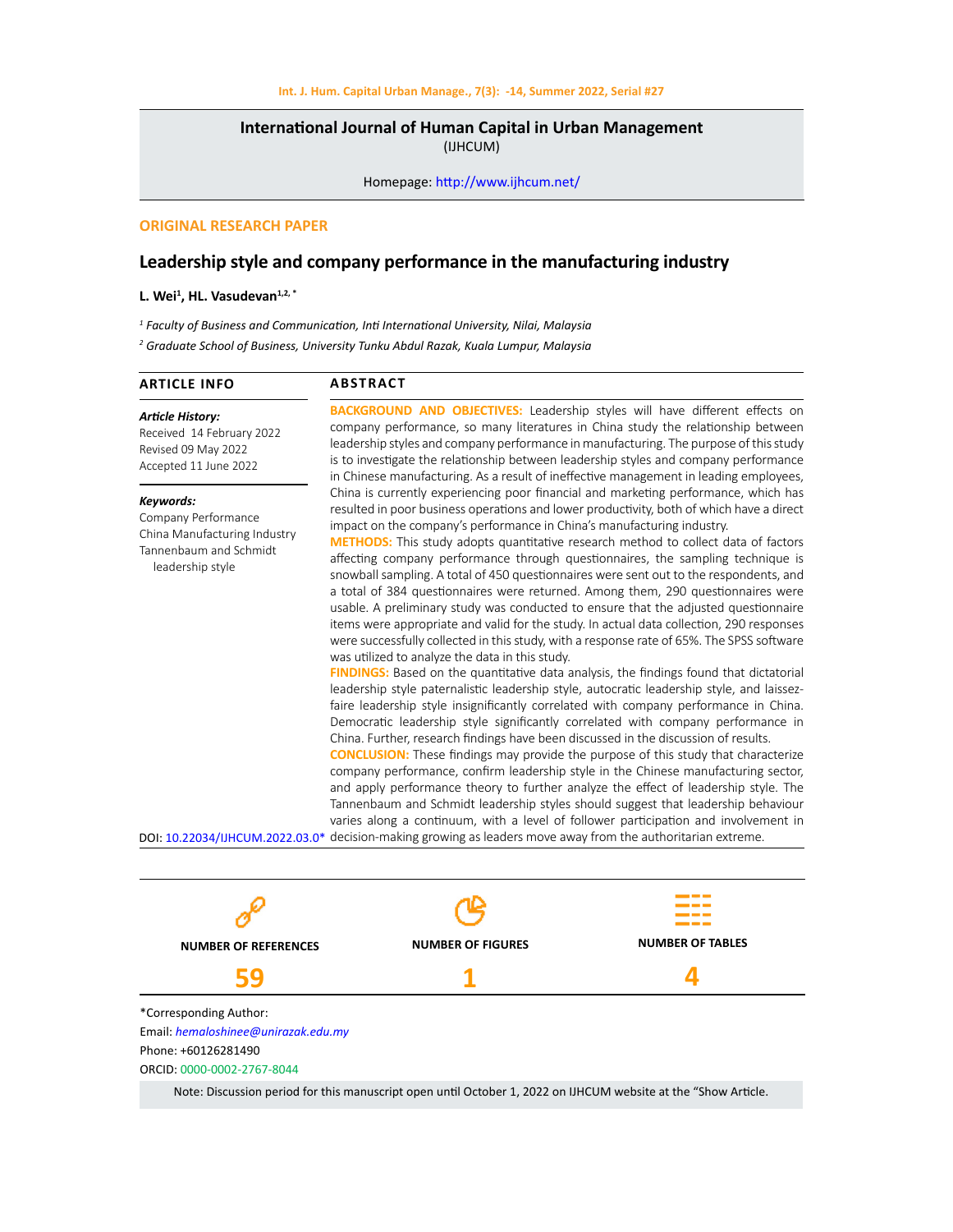**International Journal of Human Capital in Urban Management**
(IJHCUM)

Homepage: http://www.ijhcum.net/

ORIGINAL RESEARCH PAPER

# Leadership style and company performance in the manufacturing industry

**L. Wei[1], HL. Vasudevan[1,2,*]**

[1] *Faculty of Business and Communication, Inti International University, Nilai, Malaysia*

[2] *Graduate School of Business, University Tunku Abdul Razak, Kuala Lumpur, Malaysia*

## ARTICLE INFO

***Article History:***
Received 14 February 2022
Revised 09 May 2022
Accepted 11 June 2022

***Keywords:***
Company Performance
China Manufacturing Industry
Tannenbaum and Schmidt leadership style

DOI: 10.22034/IJHCUM.2022.03.0*

## ABSTRACT

**BACKGROUND AND OBJECTIVES:** Leadership styles will have different effects on company performance, so many literatures in China study the relationship between leadership styles and company performance in manufacturing. The purpose of this study is to investigate the relationship between leadership styles and company performance in Chinese manufacturing. As a result of ineffective management in leading employees, China is currently experiencing poor financial and marketing performance, which has resulted in poor business operations and lower productivity, both of which have a direct impact on the company's performance in China's manufacturing industry.

**METHODS:** This study adopts quantitative research method to collect data of factors affecting company performance through questionnaires, the sampling technique is snowball sampling. A total of 450 questionnaires were sent out to the respondents, and a total of 384 questionnaires were returned. Among them, 290 questionnaires were usable. A preliminary study was conducted to ensure that the adjusted questionnaire items were appropriate and valid for the study. In actual data collection, 290 responses were successfully collected in this study, with a response rate of 65%. The SPSS software was utilized to analyze the data in this study.

**FINDINGS:** Based on the quantitative data analysis, the findings found that dictatorial leadership style paternalistic leadership style, autocratic leadership style, and laissez-faire leadership style insignificantly correlated with company performance in China. Democratic leadership style significantly correlated with company performance in China. Further, research findings have been discussed in the discussion of results.

**CONCLUSION:** These findings may provide the purpose of this study that characterize company performance, confirm leadership style in the Chinese manufacturing sector, and apply performance theory to further analyze the effect of leadership style. The Tannenbaum and Schmidt leadership styles should suggest that leadership behaviour varies along a continuum, with a level of follower participation and involvement in decision-making growing as leaders move away from the authoritarian extreme.

| NUMBER OF REFERENCES | NUMBER OF FIGURES | NUMBER OF TABLES |
|---|---|---|
| 59 | 1 | 4 |

*Corresponding Author:
Email: *hemaloshinee@unirazak.edu.my*
Phone: +60126281490
ORCID: 0000-0002-2767-8044

Note: Discussion period for this manuscript open until October 1, 2022 on IJHCUM website at the "Show Article.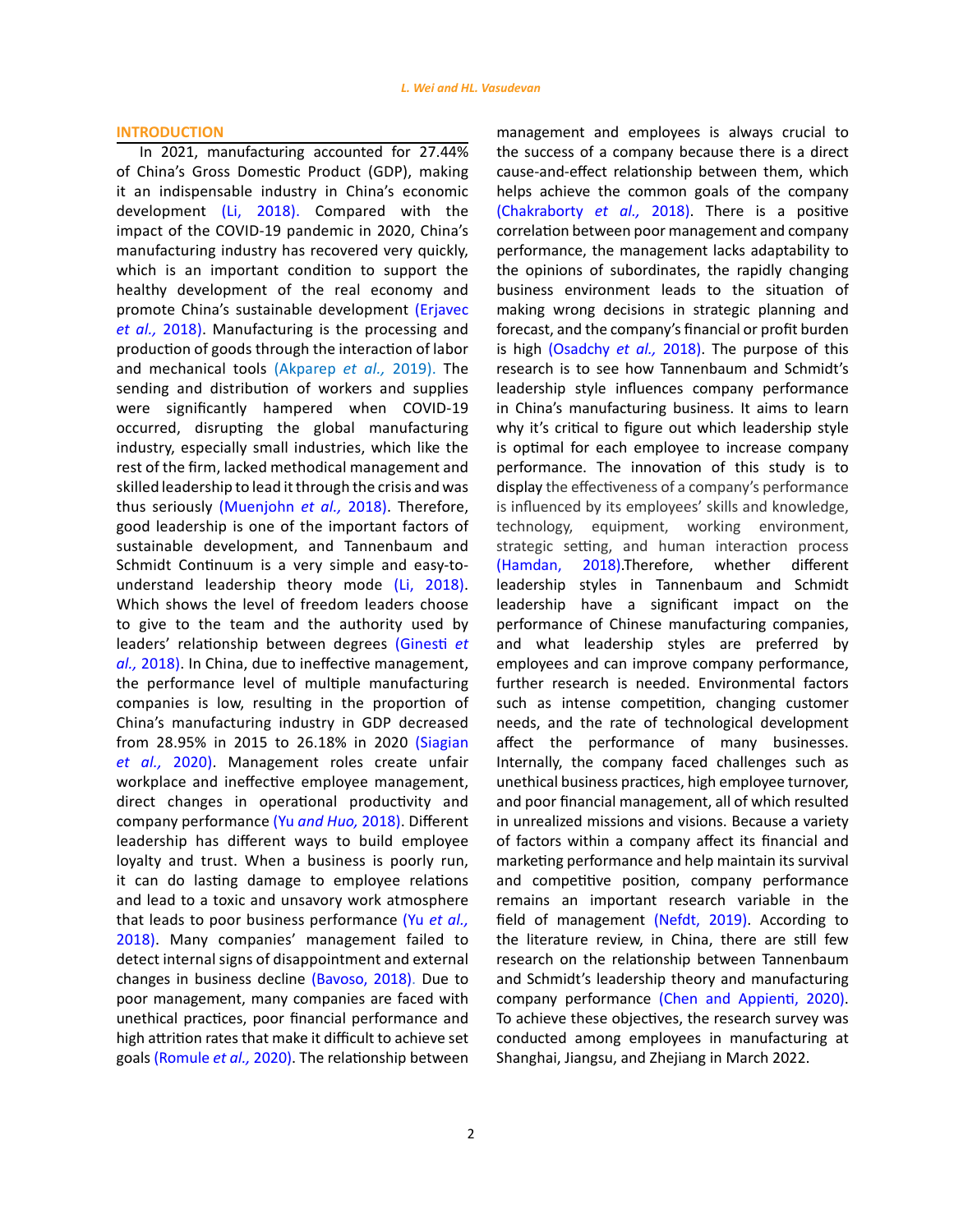## INTRODUCTION

In 2021, manufacturing accounted for 27.44% of China's Gross Domestic Product (GDP), making it an indispensable industry in China's economic development (Li, 2018). Compared with the impact of the COVID-19 pandemic in 2020, China's manufacturing industry has recovered very quickly, which is an important condition to support the healthy development of the real economy and promote China's sustainable development (Erjavec *et al.,* 2018). Manufacturing is the processing and production of goods through the interaction of labor and mechanical tools (Akparep *et al.,* 2019). The sending and distribution of workers and supplies were significantly hampered when COVID-19 occurred, disrupting the global manufacturing industry, especially small industries, which like the rest of the firm, lacked methodical management and skilled leadership to lead it through the crisis and was thus seriously (Muenjohn *et al.,* 2018). Therefore, good leadership is one of the important factors of sustainable development, and Tannenbaum and Schmidt Continuum is a very simple and easy-to-understand leadership theory mode (Li, 2018). Which shows the level of freedom leaders choose to give to the team and the authority used by leaders' relationship between degrees (Ginesti *et al.,* 2018). In China, due to ineffective management, the performance level of multiple manufacturing companies is low, resulting in the proportion of China's manufacturing industry in GDP decreased from 28.95% in 2015 to 26.18% in 2020 (Siagian *et al.,* 2020). Management roles create unfair workplace and ineffective employee management, direct changes in operational productivity and company performance (Yu *and Huo,* 2018). Different leadership has different ways to build employee loyalty and trust. When a business is poorly run, it can do lasting damage to employee relations and lead to a toxic and unsavory work atmosphere that leads to poor business performance (Yu *et al.,* 2018). Many companies' management failed to detect internal signs of disappointment and external changes in business decline (Bavoso, 2018). Due to poor management, many companies are faced with unethical practices, poor financial performance and high attrition rates that make it difficult to achieve set goals (Romule *et al.,* 2020). The relationship between management and employees is always crucial to the success of a company because there is a direct cause-and-effect relationship between them, which helps achieve the common goals of the company (Chakraborty *et al.,* 2018). There is a positive correlation between poor management and company performance, the management lacks adaptability to the opinions of subordinates, the rapidly changing business environment leads to the situation of making wrong decisions in strategic planning and forecast, and the company's financial or profit burden is high (Osadchy *et al.,* 2018). The purpose of this research is to see how Tannenbaum and Schmidt's leadership style influences company performance in China's manufacturing business. It aims to learn why it's critical to figure out which leadership style is optimal for each employee to increase company performance. The innovation of this study is to display the effectiveness of a company's performance is influenced by its employees' skills and knowledge, technology, equipment, working environment, strategic setting, and human interaction process (Hamdan, 2018).Therefore, whether different leadership styles in Tannenbaum and Schmidt leadership have a significant impact on the performance of Chinese manufacturing companies, and what leadership styles are preferred by employees and can improve company performance, further research is needed. Environmental factors such as intense competition, changing customer needs, and the rate of technological development affect the performance of many businesses. Internally, the company faced challenges such as unethical business practices, high employee turnover, and poor financial management, all of which resulted in unrealized missions and visions. Because a variety of factors within a company affect its financial and marketing performance and help maintain its survival and competitive position, company performance remains an important research variable in the field of management (Nefdt, 2019). According to the literature review, in China, there are still few research on the relationship between Tannenbaum and Schmidt's leadership theory and manufacturing company performance (Chen and Appienti, 2020). To achieve these objectives, the research survey was conducted among employees in manufacturing at Shanghai, Jiangsu, and Zhejiang in March 2022.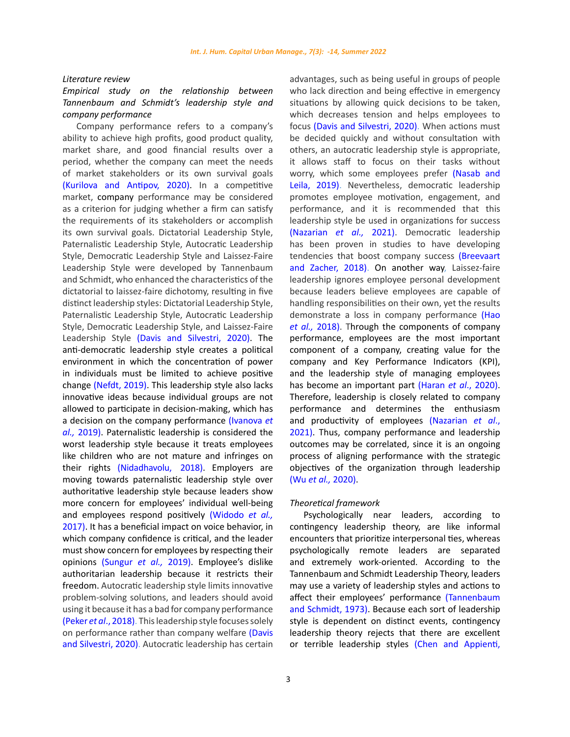*Literature review*

*Empirical study on the relationship between Tannenbaum and Schmidt's leadership style and company performance*

Company performance refers to a company's ability to achieve high profits, good product quality, market share, and good financial results over a period, whether the company can meet the needs of market stakeholders or its own survival goals (Kurilova and Antipov, 2020). In a competitive market, company performance may be considered as a criterion for judging whether a firm can satisfy the requirements of its stakeholders or accomplish its own survival goals. Dictatorial Leadership Style, Paternalistic Leadership Style, Autocratic Leadership Style, Democratic Leadership Style and Laissez-Faire Leadership Style were developed by Tannenbaum and Schmidt, who enhanced the characteristics of the dictatorial to laissez-faire dichotomy, resulting in five distinct leadership styles: Dictatorial Leadership Style, Paternalistic Leadership Style, Autocratic Leadership Style, Democratic Leadership Style, and Laissez-Faire Leadership Style (Davis and Silvestri, 2020). The anti-democratic leadership style creates a political environment in which the concentration of power in individuals must be limited to achieve positive change (Nefdt, 2019). This leadership style also lacks innovative ideas because individual groups are not allowed to participate in decision-making, which has a decision on the company performance (Ivanova *et al.,* 2019). Paternalistic leadership is considered the worst leadership style because it treats employees like children who are not mature and infringes on their rights (Nidadhavolu, 2018). Employers are moving towards paternalistic leadership style over authoritative leadership style because leaders show more concern for employees' individual well-being and employees respond positively (Widodo *et al.,* 2017). It has a beneficial impact on voice behavior, in which company confidence is critical, and the leader must show concern for employees by respecting their opinions (Sungur *et al.,* 2019). Employee's dislike authoritarian leadership because it restricts their freedom. Autocratic leadership style limits innovative problem-solving solutions, and leaders should avoid using it because it has a bad for company performance (Peker *et al*., 2018). This leadership style focuses solely on performance rather than company welfare (Davis and Silvestri, 2020). Autocratic leadership has certain advantages, such as being useful in groups of people who lack direction and being effective in emergency situations by allowing quick decisions to be taken, which decreases tension and helps employees to focus (Davis and Silvestri, 2020). When actions must be decided quickly and without consultation with others, an autocratic leadership style is appropriate, it allows staff to focus on their tasks without worry, which some employees prefer (Nasab and Leila, 2019). Nevertheless, democratic leadership promotes employee motivation, engagement, and performance, and it is recommended that this leadership style be used in organizations for success (Nazarian *et al.,* 2021). Democratic leadership has been proven in studies to have developing tendencies that boost company success (Breevaart and Zacher, 2018). On another way, Laissez-faire leadership ignores employee personal development because leaders believe employees are capable of handling responsibilities on their own, yet the results demonstrate a loss in company performance (Hao *et al.,* 2018). Through the components of company performance, employees are the most important component of a company, creating value for the company and Key Performance Indicators (KPI), and the leadership style of managing employees has become an important part (Haran *et al*., 2020). Therefore, leadership is closely related to company performance and determines the enthusiasm and productivity of employees (Nazarian *et al*., 2021). Thus, company performance and leadership outcomes may be correlated, since it is an ongoing process of aligning performance with the strategic objectives of the organization through leadership (Wu *et al.,* 2020).

*Theoretical framework*

Psychologically near leaders, according to contingency leadership theory, are like informal encounters that prioritize interpersonal ties, whereas psychologically remote leaders are separated and extremely work-oriented. According to the Tannenbaum and Schmidt Leadership Theory, leaders may use a variety of leadership styles and actions to affect their employees' performance (Tannenbaum and Schmidt, 1973). Because each sort of leadership style is dependent on distinct events, contingency leadership theory rejects that there are excellent or terrible leadership styles (Chen and Appienti,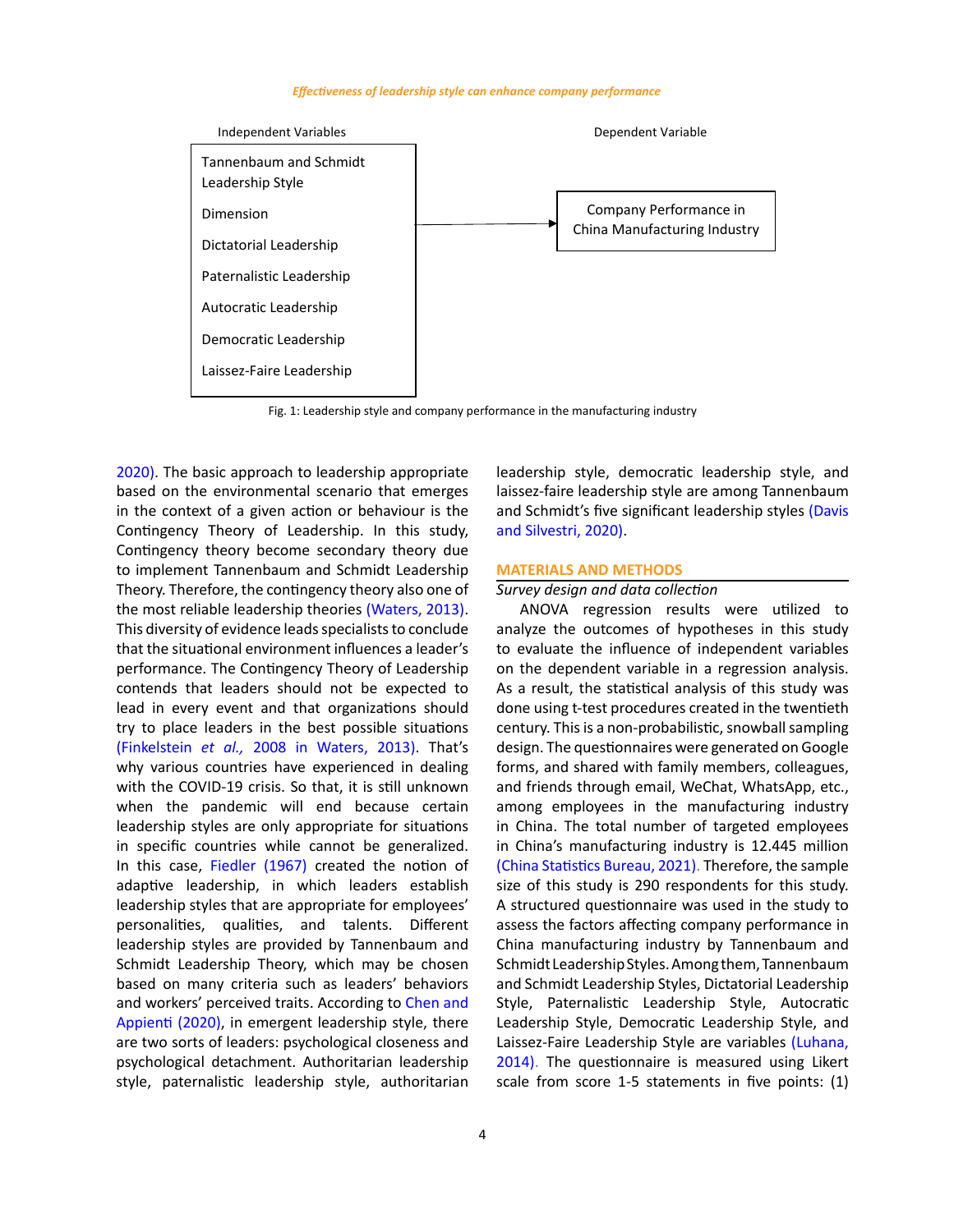*Effectiveness of leadership style can enhance company performance*

| Independent Variables | | Dependent Variable |
|---|---|---|
| Tannenbaum and Schmidt Leadership Style<br>Dimension<br>Dictatorial Leadership<br>Paternalistic Leadership<br>Autocratic Leadership<br>Democratic Leadership<br>Laissez-Faire Leadership | → | Company Performance in China Manufacturing Industry |

Fig. 1: Leadership style and company performance in the manufacturing industry

2020). The basic approach to leadership appropriate based on the environmental scenario that emerges in the context of a given action or behaviour is the Contingency Theory of Leadership. In this study, Contingency theory become secondary theory due to implement Tannenbaum and Schmidt Leadership Theory. Therefore, the contingency theory also one of the most reliable leadership theories (Waters, 2013). This diversity of evidence leads specialists to conclude that the situational environment influences a leader's performance. The Contingency Theory of Leadership contends that leaders should not be expected to lead in every event and that organizations should try to place leaders in the best possible situations (Finkelstein *et al.*, 2008 in Waters, 2013). That's why various countries have experienced in dealing with the COVID-19 crisis. So that, it is still unknown when the pandemic will end because certain leadership styles are only appropriate for situations in specific countries while cannot be generalized. In this case, Fiedler (1967) created the notion of adaptive leadership, in which leaders establish leadership styles that are appropriate for employees' personalities, qualities, and talents. Different leadership styles are provided by Tannenbaum and Schmidt Leadership Theory, which may be chosen based on many criteria such as leaders' behaviors and workers' perceived traits. According to Chen and Appienti (2020), in emergent leadership style, there are two sorts of leaders: psychological closeness and psychological detachment. Authoritarian leadership style, paternalistic leadership style, authoritarian leadership style, democratic leadership style, and laissez-faire leadership style are among Tannenbaum and Schmidt's five significant leadership styles (Davis and Silvestri, 2020).

## MATERIALS AND METHODS

### *Survey design and data collection*

ANOVA regression results were utilized to analyze the outcomes of hypotheses in this study to evaluate the influence of independent variables on the dependent variable in a regression analysis. As a result, the statistical analysis of this study was done using t-test procedures created in the twentieth century. This is a non-probabilistic, snowball sampling design. The questionnaires were generated on Google forms, and shared with family members, colleagues, and friends through email, WeChat, WhatsApp, etc., among employees in the manufacturing industry in China. The total number of targeted employees in China's manufacturing industry is 12.445 million (China Statistics Bureau, 2021). Therefore, the sample size of this study is 290 respondents for this study. A structured questionnaire was used in the study to assess the factors affecting company performance in China manufacturing industry by Tannenbaum and Schmidt Leadership Styles. Among them, Tannenbaum and Schmidt Leadership Styles, Dictatorial Leadership Style, Paternalistic Leadership Style, Autocratic Leadership Style, Democratic Leadership Style, and Laissez-Faire Leadership Style are variables (Luhana, 2014). The questionnaire is measured using Likert scale from score 1-5 statements in five points: (1)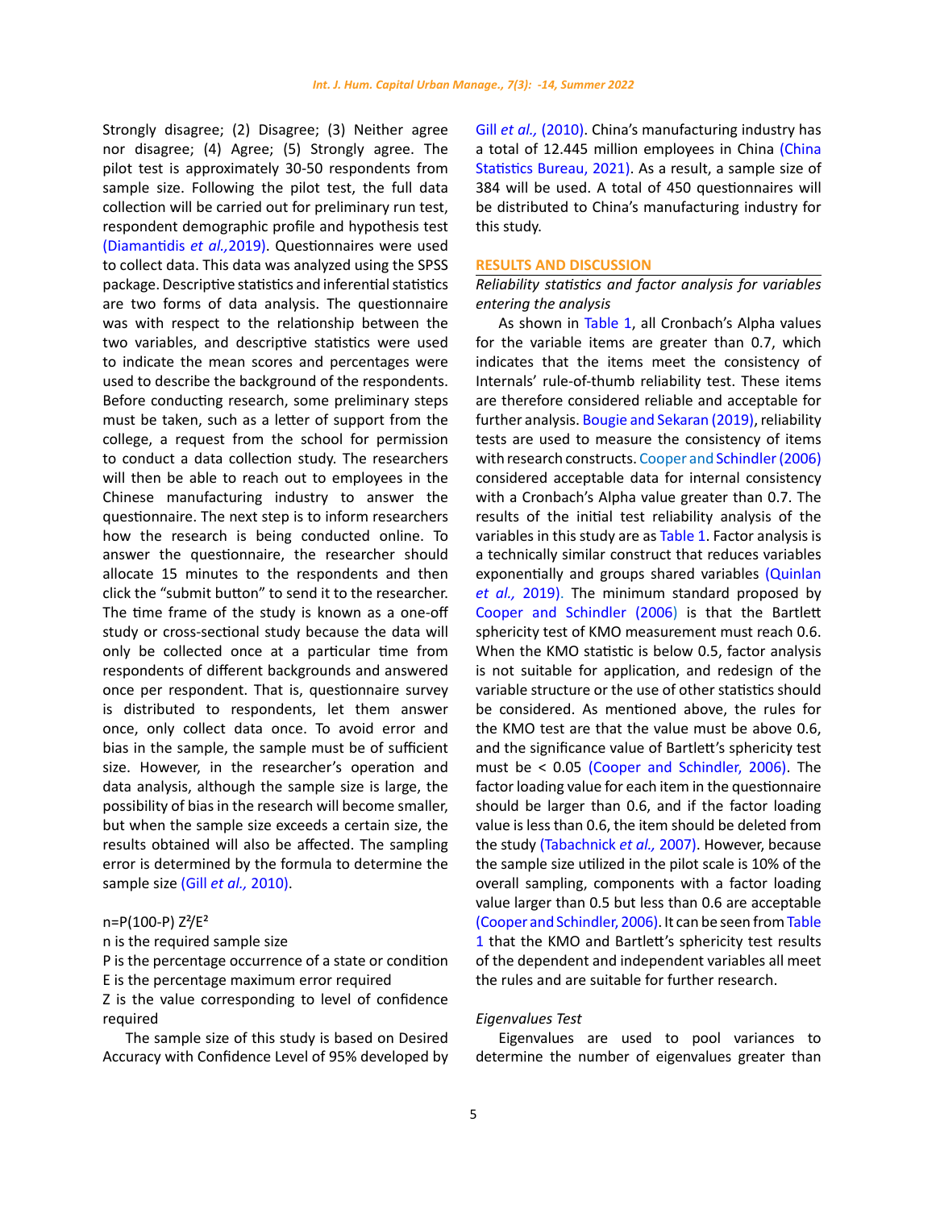Strongly disagree; (2) Disagree; (3) Neither agree nor disagree; (4) Agree; (5) Strongly agree. The pilot test is approximately 30-50 respondents from sample size. Following the pilot test, the full data collection will be carried out for preliminary run test, respondent demographic profile and hypothesis test (Diamantidis *et al.,*2019). Questionnaires were used to collect data. This data was analyzed using the SPSS package. Descriptive statistics and inferential statistics are two forms of data analysis. The questionnaire was with respect to the relationship between the two variables, and descriptive statistics were used to indicate the mean scores and percentages were used to describe the background of the respondents. Before conducting research, some preliminary steps must be taken, such as a letter of support from the college, a request from the school for permission to conduct a data collection study. The researchers will then be able to reach out to employees in the Chinese manufacturing industry to answer the questionnaire. The next step is to inform researchers how the research is being conducted online. To answer the questionnaire, the researcher should allocate 15 minutes to the respondents and then click the "submit button" to send it to the researcher. The time frame of the study is known as a one-off study or cross-sectional study because the data will only be collected once at a particular time from respondents of different backgrounds and answered once per respondent. That is, questionnaire survey is distributed to respondents, let them answer once, only collect data once. To avoid error and bias in the sample, the sample must be of sufficient size. However, in the researcher's operation and data analysis, although the sample size is large, the possibility of bias in the research will become smaller, but when the sample size exceeds a certain size, the results obtained will also be affected. The sampling error is determined by the formula to determine the sample size (Gill *et al.,* 2010).

$$n=P(100-P)\,Z^2/E^2$$

n is the required sample size

P is the percentage occurrence of a state or condition

E is the percentage maximum error required

Z is the value corresponding to level of confidence required

The sample size of this study is based on Desired Accuracy with Confidence Level of 95% developed by Gill *et al.,* (2010). China's manufacturing industry has a total of 12.445 million employees in China (China Statistics Bureau, 2021). As a result, a sample size of 384 will be used. A total of 450 questionnaires will be distributed to China's manufacturing industry for this study.

## RESULTS AND DISCUSSION

### *Reliability statistics and factor analysis for variables entering the analysis*

As shown in Table 1, all Cronbach's Alpha values for the variable items are greater than 0.7, which indicates that the items meet the consistency of Internals' rule-of-thumb reliability test. These items are therefore considered reliable and acceptable for further analysis. Bougie and Sekaran (2019), reliability tests are used to measure the consistency of items with research constructs. Cooper and Schindler (2006) considered acceptable data for internal consistency with a Cronbach's Alpha value greater than 0.7. The results of the initial test reliability analysis of the variables in this study are as Table 1. Factor analysis is a technically similar construct that reduces variables exponentially and groups shared variables (Quinlan *et al.,* 2019). The minimum standard proposed by Cooper and Schindler (2006) is that the Bartlett sphericity test of KMO measurement must reach 0.6. When the KMO statistic is below 0.5, factor analysis is not suitable for application, and redesign of the variable structure or the use of other statistics should be considered. As mentioned above, the rules for the KMO test are that the value must be above 0.6, and the significance value of Bartlett's sphericity test must be < 0.05 (Cooper and Schindler, 2006). The factor loading value for each item in the questionnaire should be larger than 0.6, and if the factor loading value is less than 0.6, the item should be deleted from the study (Tabachnick *et al.,* 2007). However, because the sample size utilized in the pilot scale is 10% of the overall sampling, components with a factor loading value larger than 0.5 but less than 0.6 are acceptable (Cooper and Schindler, 2006). It can be seen from Table 1 that the KMO and Bartlett's sphericity test results of the dependent and independent variables all meet the rules and are suitable for further research.

### *Eigenvalues Test*

Eigenvalues are used to pool variances to determine the number of eigenvalues greater than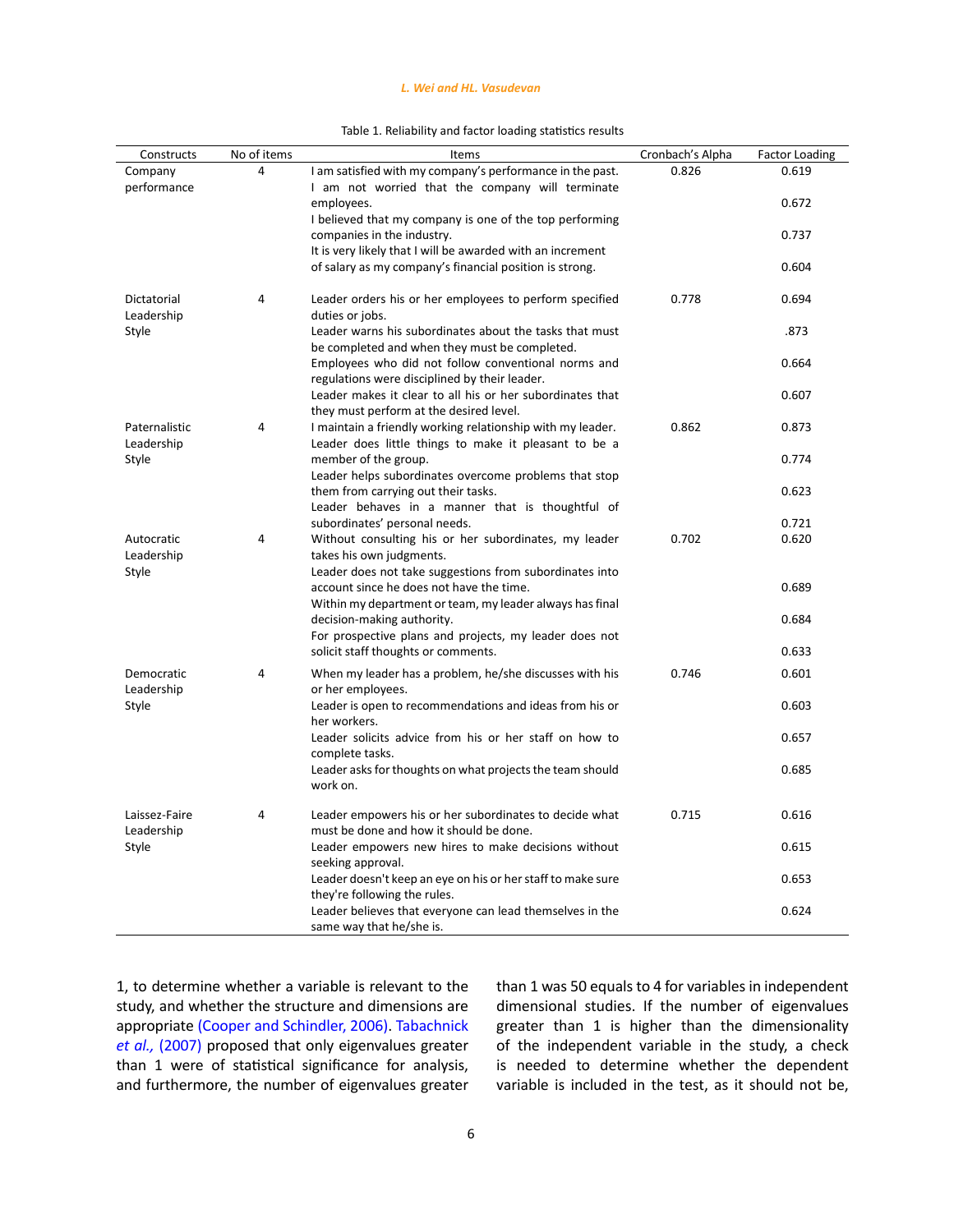Table 1. Reliability and factor loading statistics results

| Constructs | No of items | Items | Cronbach's Alpha | Factor Loading |
|---|---|---|---|---|
| Company performance | 4 | I am satisfied with my company's performance in the past. | 0.826 | 0.619 |
| | | I am not worried that the company will terminate employees. | | 0.672 |
| | | I believed that my company is one of the top performing companies in the industry. | | 0.737 |
| | | It is very likely that I will be awarded with an increment of salary as my company's financial position is strong. | | 0.604 |
| Dictatorial Leadership Style | 4 | Leader orders his or her employees to perform specified duties or jobs. | 0.778 | 0.694 |
| | | Leader warns his subordinates about the tasks that must be completed and when they must be completed. | | .873 |
| | | Employees who did not follow conventional norms and regulations were disciplined by their leader. | | 0.664 |
| | | Leader makes it clear to all his or her subordinates that they must perform at the desired level. | | 0.607 |
| Paternalistic Leadership Style | 4 | I maintain a friendly working relationship with my leader. | 0.862 | 0.873 |
| | | Leader does little things to make it pleasant to be a member of the group. | | 0.774 |
| | | Leader helps subordinates overcome problems that stop them from carrying out their tasks. | | 0.623 |
| | | Leader behaves in a manner that is thoughtful of subordinates' personal needs. | | 0.721 |
| Autocratic Leadership Style | 4 | Without consulting his or her subordinates, my leader takes his own judgments. | 0.702 | 0.620 |
| | | Leader does not take suggestions from subordinates into account since he does not have the time. | | 0.689 |
| | | Within my department or team, my leader always has final decision-making authority. | | 0.684 |
| | | For prospective plans and projects, my leader does not solicit staff thoughts or comments. | | 0.633 |
| Democratic Leadership Style | 4 | When my leader has a problem, he/she discusses with his or her employees. | 0.746 | 0.601 |
| | | Leader is open to recommendations and ideas from his or her workers. | | 0.603 |
| | | Leader solicits advice from his or her staff on how to complete tasks. | | 0.657 |
| | | Leader asks for thoughts on what projects the team should work on. | | 0.685 |
| Laissez-Faire Leadership Style | 4 | Leader empowers his or her subordinates to decide what must be done and how it should be done. | 0.715 | 0.616 |
| | | Leader empowers new hires to make decisions without seeking approval. | | 0.615 |
| | | Leader doesn't keep an eye on his or her staff to make sure they're following the rules. | | 0.653 |
| | | Leader believes that everyone can lead themselves in the same way that he/she is. | | 0.624 |

1, to determine whether a variable is relevant to the study, and whether the structure and dimensions are appropriate (Cooper and Schindler, 2006). Tabachnick *et al.,* (2007) proposed that only eigenvalues greater than 1 were of statistical significance for analysis, and furthermore, the number of eigenvalues greater than 1 was 50 equals to 4 for variables in independent dimensional studies. If the number of eigenvalues greater than 1 is higher than the dimensionality of the independent variable in the study, a check is needed to determine whether the dependent variable is included in the test, as it should not be,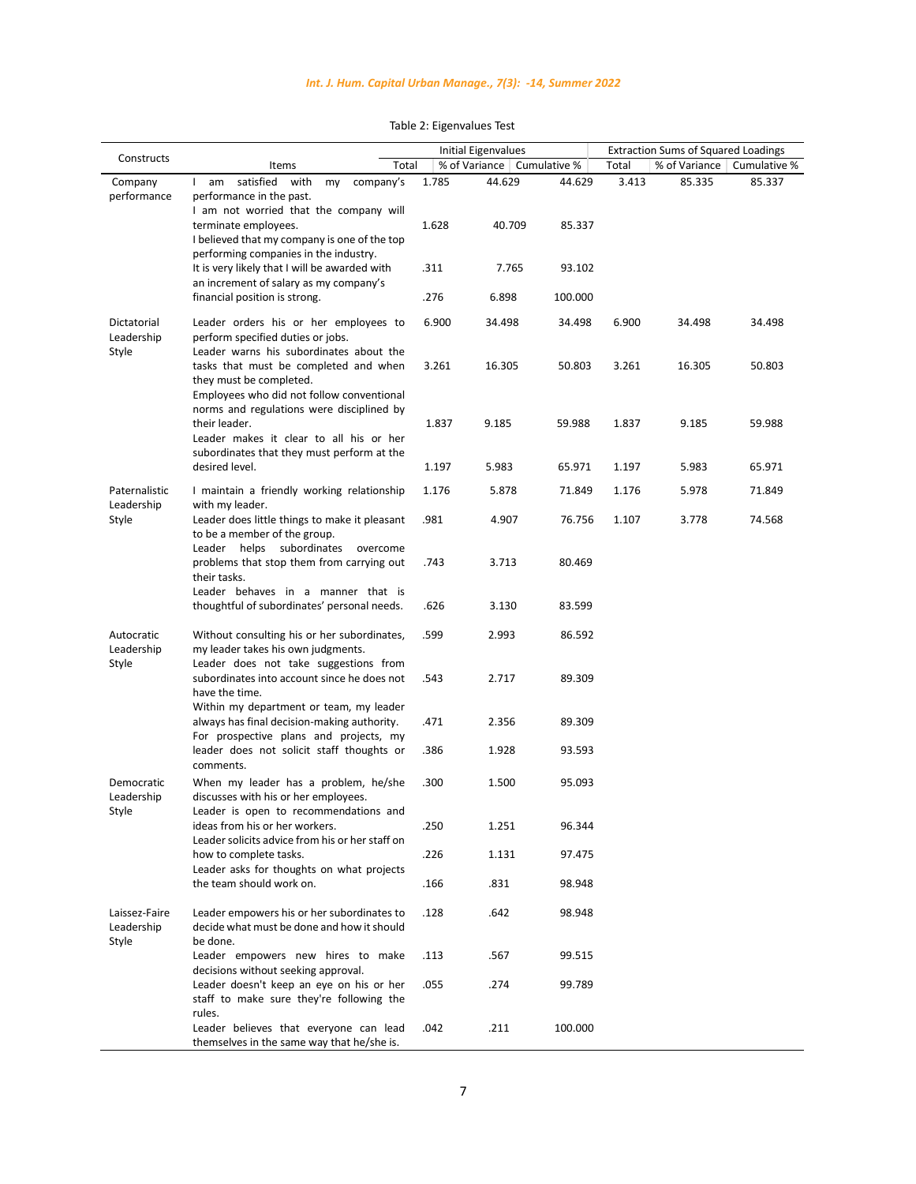Table 2: Eigenvalues Test

| Constructs | Items | Initial Eigenvalues | | | Extraction Sums of Squared Loadings | | |
|---|---|---|---|---|---|---|---|
| | | Total | % of Variance | Cumulative % | Total | % of Variance | Cumulative % |
| Company performance | I am satisfied with my company's performance in the past. | 1.785 | 44.629 | 44.629 | 3.413 | 85.335 | 85.337 |
| | I am not worried that the company will terminate employees. | 1.628 | 40.709 | 85.337 | | | |
| | I believed that my company is one of the top performing companies in the industry. | .311 | 7.765 | 93.102 | | | |
| | It is very likely that I will be awarded with an increment of salary as my company's financial position is strong. | .276 | 6.898 | 100.000 | | | |
| Dictatorial Leadership Style | Leader orders his or her employees to perform specified duties or jobs. | 6.900 | 34.498 | 34.498 | 6.900 | 34.498 | 34.498 |
| | Leader warns his subordinates about the tasks that must be completed and when they must be completed. | 3.261 | 16.305 | 50.803 | 3.261 | 16.305 | 50.803 |
| | Employees who did not follow conventional norms and regulations were disciplined by their leader. | 1.837 | 9.185 | 59.988 | 1.837 | 9.185 | 59.988 |
| | Leader makes it clear to all his or her subordinates that they must perform at the desired level. | 1.197 | 5.983 | 65.971 | 1.197 | 5.983 | 65.971 |
| Paternalistic Leadership Style | I maintain a friendly working relationship with my leader. | 1.176 | 5.878 | 71.849 | 1.176 | 5.978 | 71.849 |
| | Leader does little things to make it pleasant to be a member of the group. | .981 | 4.907 | 76.756 | 1.107 | 3.778 | 74.568 |
| | Leader helps subordinates overcome problems that stop them from carrying out their tasks. | .743 | 3.713 | 80.469 | | | |
| | Leader behaves in a manner that is thoughtful of subordinates' personal needs. | .626 | 3.130 | 83.599 | | | |
| Autocratic Leadership Style | Without consulting his or her subordinates, my leader takes his own judgments. | .599 | 2.993 | 86.592 | | | |
| | Leader does not take suggestions from subordinates into account since he does not have the time. | .543 | 2.717 | 89.309 | | | |
| | Within my department or team, my leader always has final decision-making authority. | .471 | 2.356 | 89.309 | | | |
| | For prospective plans and projects, my leader does not solicit staff thoughts or comments. | .386 | 1.928 | 93.593 | | | |
| Democratic Leadership Style | When my leader has a problem, he/she discusses with his or her employees. | .300 | 1.500 | 95.093 | | | |
| | Leader is open to recommendations and ideas from his or her workers. | .250 | 1.251 | 96.344 | | | |
| | Leader solicits advice from his or her staff on how to complete tasks. | .226 | 1.131 | 97.475 | | | |
| | Leader asks for thoughts on what projects the team should work on. | .166 | .831 | 98.948 | | | |
| Laissez-Faire Leadership Style | Leader empowers his or her subordinates to decide what must be done and how it should be done. | .128 | .642 | 98.948 | | | |
| | Leader empowers new hires to make decisions without seeking approval. | .113 | .567 | 99.515 | | | |
| | Leader doesn't keep an eye on his or her staff to make sure they're following the rules. | .055 | .274 | 99.789 | | | |
| | Leader believes that everyone can lead themselves in the same way that he/she is. | .042 | .211 | 100.000 | | | |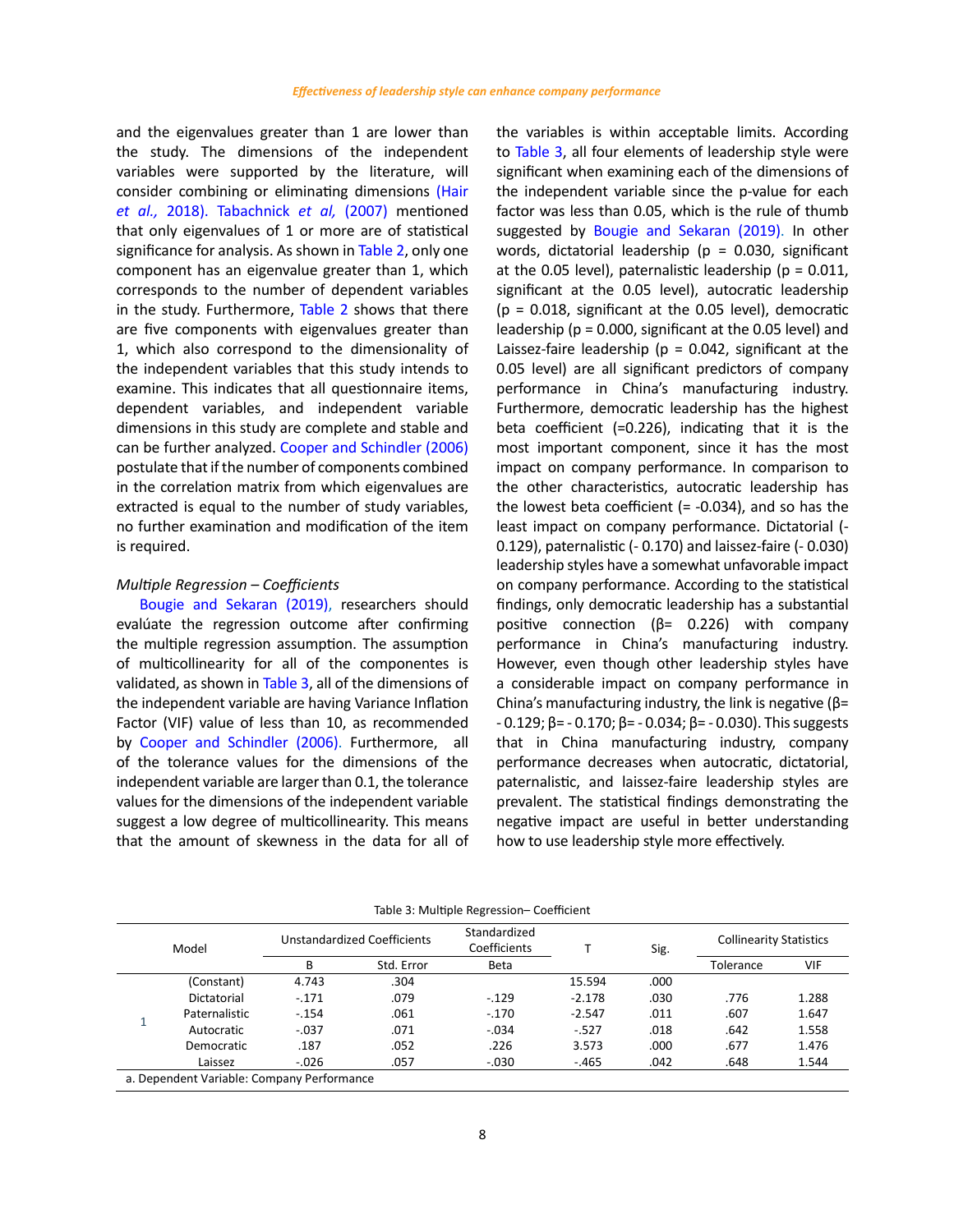and the eigenvalues greater than 1 are lower than the study. The dimensions of the independent variables were supported by the literature, will consider combining or eliminating dimensions (Hair *et al.,* 2018). Tabachnick *et al,* (2007) mentioned that only eigenvalues of 1 or more are of statistical significance for analysis. As shown in Table 2, only one component has an eigenvalue greater than 1, which corresponds to the number of dependent variables in the study. Furthermore, Table 2 shows that there are five components with eigenvalues greater than 1, which also correspond to the dimensionality of the independent variables that this study intends to examine. This indicates that all questionnaire items, dependent variables, and independent variable dimensions in this study are complete and stable and can be further analyzed. Cooper and Schindler (2006) postulate that if the number of components combined in the correlation matrix from which eigenvalues are extracted is equal to the number of study variables, no further examination and modification of the item is required.

*Multiple Regression – Coefficients*

Bougie and Sekaran (2019), researchers should evalúate the regression outcome after confirming the multiple regression assumption. The assumption of multicollinearity for all of the componentes is validated, as shown in Table 3, all of the dimensions of the independent variable are having Variance Inflation Factor (VIF) value of less than 10, as recommended by Cooper and Schindler (2006). Furthermore, all of the tolerance values for the dimensions of the independent variable are larger than 0.1, the tolerance values for the dimensions of the independent variable suggest a low degree of multicollinearity. This means that the amount of skewness in the data for all of the variables is within acceptable limits. According to Table 3, all four elements of leadership style were significant when examining each of the dimensions of the independent variable since the p-value for each factor was less than 0.05, which is the rule of thumb suggested by Bougie and Sekaran (2019). In other words, dictatorial leadership (p = 0.030, significant at the 0.05 level), paternalistic leadership (p = 0.011, significant at the 0.05 level), autocratic leadership (p = 0.018, significant at the 0.05 level), democratic leadership (p = 0.000, significant at the 0.05 level) and Laissez-faire leadership (p = 0.042, significant at the 0.05 level) are all significant predictors of company performance in China's manufacturing industry. Furthermore, democratic leadership has the highest beta coefficient (=0.226), indicating that it is the most important component, since it has the most impact on company performance. In comparison to the other characteristics, autocratic leadership has the lowest beta coefficient (= -0.034), and so has the least impact on company performance. Dictatorial (- 0.129), paternalistic (- 0.170) and laissez-faire (- 0.030) leadership styles have a somewhat unfavorable impact on company performance. According to the statistical findings, only democratic leadership has a substantial positive connection (β= 0.226) with company performance in China's manufacturing industry. However, even though other leadership styles have a considerable impact on company performance in China's manufacturing industry, the link is negative (β= - 0.129; β= - 0.170; β= - 0.034; β= - 0.030). This suggests that in China manufacturing industry, company performance decreases when autocratic, dictatorial, paternalistic, and laissez-faire leadership styles are prevalent. The statistical findings demonstrating the negative impact are useful in better understanding how to use leadership style more effectively.

Table 3: Multiple Regression– Coefficient

| Model | | Unstandardized Coefficients | | Standardized Coefficients | T | Sig. | Collinearity Statistics | |
|---|---|---|---|---|---|---|---|---|
| | | B | Std. Error | Beta | | | Tolerance | VIF |
| 1 | (Constant) | 4.743 | .304 | | 15.594 | .000 | | |
| | Dictatorial | -.171 | .079 | -.129 | -2.178 | .030 | .776 | 1.288 |
| | Paternalistic | -.154 | .061 | -.170 | -2.547 | .011 | .607 | 1.647 |
| | Autocratic | -.037 | .071 | -.034 | -.527 | .018 | .642 | 1.558 |
| | Democratic | .187 | .052 | .226 | 3.573 | .000 | .677 | 1.476 |
| | Laissez | -.026 | .057 | -.030 | -.465 | .042 | .648 | 1.544 |

a. Dependent Variable: Company Performance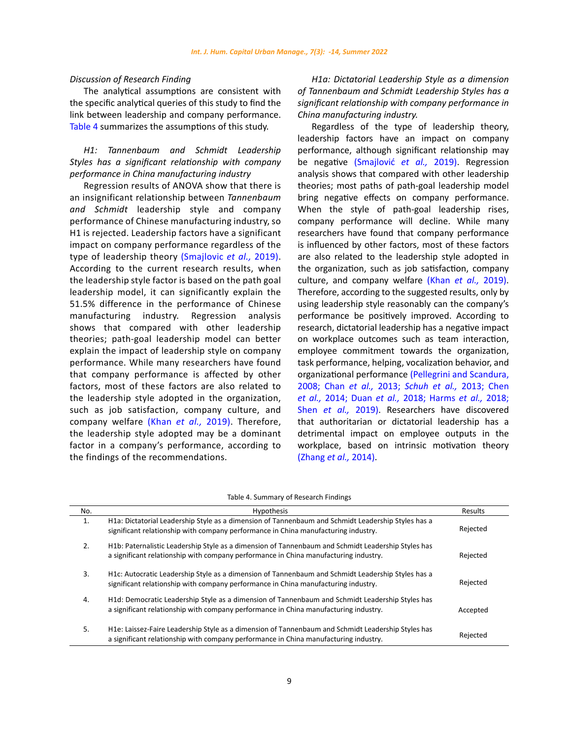*Discussion of Research Finding*

The analytical assumptions are consistent with the specific analytical queries of this study to find the link between leadership and company performance. Table 4 summarizes the assumptions of this study.

*H1: Tannenbaum and Schmidt Leadership Styles has a significant relationship with company performance in China manufacturing industry*

Regression results of ANOVA show that there is an insignificant relationship between *Tannenbaum and Schmidt* leadership style and company performance of Chinese manufacturing industry, so H1 is rejected. Leadership factors have a significant impact on company performance regardless of the type of leadership theory (Smajlovic *et al.,* 2019). According to the current research results, when the leadership style factor is based on the path goal leadership model, it can significantly explain the 51.5% difference in the performance of Chinese manufacturing industry. Regression analysis shows that compared with other leadership theories; path-goal leadership model can better explain the impact of leadership style on company performance. While many researchers have found that company performance is affected by other factors, most of these factors are also related to the leadership style adopted in the organization, such as job satisfaction, company culture, and company welfare (Khan *et al.,* 2019). Therefore, the leadership style adopted may be a dominant factor in a company's performance, according to the findings of the recommendations.

*H1a: Dictatorial Leadership Style as a dimension of Tannenbaum and Schmidt Leadership Styles has a significant relationship with company performance in China manufacturing industry.*

Regardless of the type of leadership theory, leadership factors have an impact on company performance, although significant relationship may be negative (Smajlović *et al.,* 2019). Regression analysis shows that compared with other leadership theories; most paths of path-goal leadership model bring negative effects on company performance. When the style of path-goal leadership rises, company performance will decline. While many researchers have found that company performance is influenced by other factors, most of these factors are also related to the leadership style adopted in the organization, such as job satisfaction, company culture, and company welfare (Khan *et al.,* 2019). Therefore, according to the suggested results, only by using leadership style reasonably can the company's performance be positively improved. According to research, dictatorial leadership has a negative impact on workplace outcomes such as team interaction, employee commitment towards the organization, task performance, helping, vocalization behavior, and organizational performance (Pellegrini and Scandura, 2008; Chan *et al.,* 2013; *Schuh et al.,* 2013; Chen *et al.,* 2014; Duan *et al.,* 2018; Harms *et al.,* 2018; Shen *et al.,* 2019). Researchers have discovered that authoritarian or dictatorial leadership has a detrimental impact on employee outputs in the workplace, based on intrinsic motivation theory (Zhang *et al.,* 2014).

Table 4. Summary of Research Findings

| No. | Hypothesis | Results |
|---|---|---|
| 1. | H1a: Dictatorial Leadership Style as a dimension of Tannenbaum and Schmidt Leadership Styles has a significant relationship with company performance in China manufacturing industry. | Rejected |
| 2. | H1b: Paternalistic Leadership Style as a dimension of Tannenbaum and Schmidt Leadership Styles has a significant relationship with company performance in China manufacturing industry. | Rejected |
| 3. | H1c: Autocratic Leadership Style as a dimension of Tannenbaum and Schmidt Leadership Styles has a significant relationship with company performance in China manufacturing industry. | Rejected |
| 4. | H1d: Democratic Leadership Style as a dimension of Tannenbaum and Schmidt Leadership Styles has a significant relationship with company performance in China manufacturing industry. | Accepted |
| 5. | H1e: Laissez-Faire Leadership Style as a dimension of Tannenbaum and Schmidt Leadership Styles has a significant relationship with company performance in China manufacturing industry. | Rejected |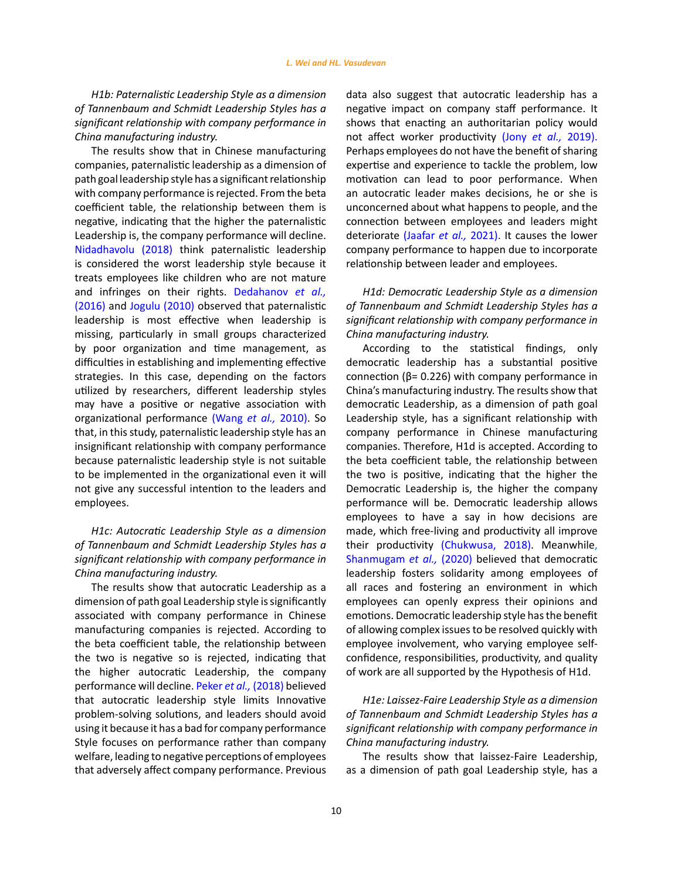*H1b: Paternalistic Leadership Style as a dimension of Tannenbaum and Schmidt Leadership Styles has a significant relationship with company performance in China manufacturing industry.*

The results show that in Chinese manufacturing companies, paternalistic leadership as a dimension of path goal leadership style has a significant relationship with company performance is rejected. From the beta coefficient table, the relationship between them is negative, indicating that the higher the paternalistic Leadership is, the company performance will decline. Nidadhavolu (2018) think paternalistic leadership is considered the worst leadership style because it treats employees like children who are not mature and infringes on their rights. Dedahanov *et al.,* (2016) and Jogulu (2010) observed that paternalistic leadership is most effective when leadership is missing, particularly in small groups characterized by poor organization and time management, as difficulties in establishing and implementing effective strategies. In this case, depending on the factors utilized by researchers, different leadership styles may have a positive or negative association with organizational performance (Wang *et al.,* 2010). So that, in this study, paternalistic leadership style has an insignificant relationship with company performance because paternalistic leadership style is not suitable to be implemented in the organizational even it will not give any successful intention to the leaders and employees.

*H1c: Autocratic Leadership Style as a dimension of Tannenbaum and Schmidt Leadership Styles has a significant relationship with company performance in China manufacturing industry.*

The results show that autocratic Leadership as a dimension of path goal Leadership style is significantly associated with company performance in Chinese manufacturing companies is rejected. According to the beta coefficient table, the relationship between the two is negative so is rejected, indicating that the higher autocratic Leadership, the company performance will decline. Peker *et al.,* (2018) believed that autocratic leadership style limits Innovative problem-solving solutions, and leaders should avoid using it because it has a bad for company performance Style focuses on performance rather than company welfare, leading to negative perceptions of employees that adversely affect company performance. Previous data also suggest that autocratic leadership has a negative impact on company staff performance. It shows that enacting an authoritarian policy would not affect worker productivity (Jony *et al.,* 2019). Perhaps employees do not have the benefit of sharing expertise and experience to tackle the problem, low motivation can lead to poor performance. When an autocratic leader makes decisions, he or she is unconcerned about what happens to people, and the connection between employees and leaders might deteriorate (Jaafar *et al.,* 2021). It causes the lower company performance to happen due to incorporate relationship between leader and employees.

*H1d: Democratic Leadership Style as a dimension of Tannenbaum and Schmidt Leadership Styles has a significant relationship with company performance in China manufacturing industry.*

According to the statistical findings, only democratic leadership has a substantial positive connection (β= 0.226) with company performance in China's manufacturing industry. The results show that democratic Leadership, as a dimension of path goal Leadership style, has a significant relationship with company performance in Chinese manufacturing companies. Therefore, H1d is accepted. According to the beta coefficient table, the relationship between the two is positive, indicating that the higher the Democratic Leadership is, the higher the company performance will be. Democratic leadership allows employees to have a say in how decisions are made, which free-living and productivity all improve their productivity (Chukwusa, 2018). Meanwhile, Shanmugam *et al.,* (2020) believed that democratic leadership fosters solidarity among employees of all races and fostering an environment in which employees can openly express their opinions and emotions. Democratic leadership style has the benefit of allowing complex issues to be resolved quickly with employee involvement, who varying employee self-confidence, responsibilities, productivity, and quality of work are all supported by the Hypothesis of H1d.

*H1e: Laissez-Faire Leadership Style as a dimension of Tannenbaum and Schmidt Leadership Styles has a significant relationship with company performance in China manufacturing industry.*

The results show that laissez-Faire Leadership, as a dimension of path goal Leadership style, has a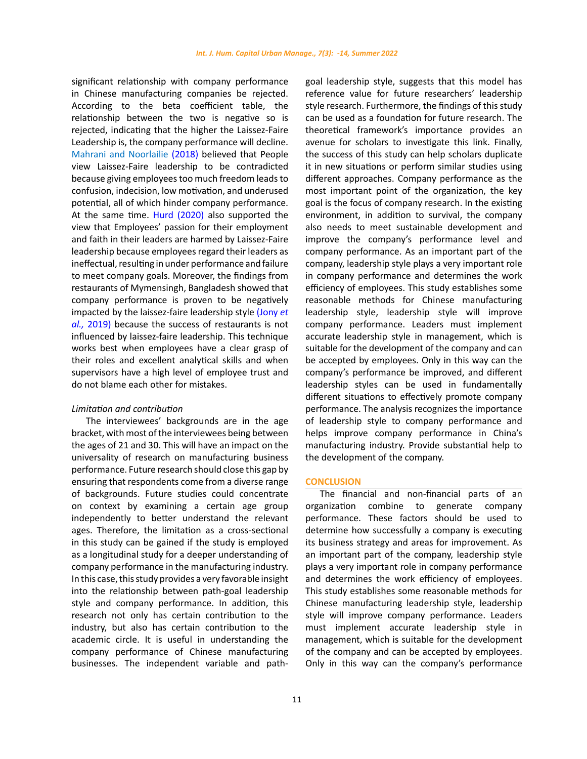significant relationship with company performance in Chinese manufacturing companies be rejected. According to the beta coefficient table, the relationship between the two is negative so is rejected, indicating that the higher the Laissez-Faire Leadership is, the company performance will decline. Mahrani and Noorlailie (2018) believed that People view Laissez-Faire leadership to be contradicted because giving employees too much freedom leads to confusion, indecision, low motivation, and underused potential, all of which hinder company performance. At the same time. Hurd (2020) also supported the view that Employees' passion for their employment and faith in their leaders are harmed by Laissez-Faire leadership because employees regard their leaders as ineffectual, resulting in under performance and failure to meet company goals. Moreover, the findings from restaurants of Mymensingh, Bangladesh showed that company performance is proven to be negatively impacted by the laissez-faire leadership style (Jony *et al.,* 2019) because the success of restaurants is not influenced by laissez-faire leadership. This technique works best when employees have a clear grasp of their roles and excellent analytical skills and when supervisors have a high level of employee trust and do not blame each other for mistakes.

*Limitation and contribution*

The interviewees' backgrounds are in the age bracket, with most of the interviewees being between the ages of 21 and 30. This will have an impact on the universality of research on manufacturing business performance. Future research should close this gap by ensuring that respondents come from a diverse range of backgrounds. Future studies could concentrate on context by examining a certain age group independently to better understand the relevant ages. Therefore, the limitation as a cross-sectional in this study can be gained if the study is employed as a longitudinal study for a deeper understanding of company performance in the manufacturing industry. In this case, this study provides a very favorable insight into the relationship between path-goal leadership style and company performance. In addition, this research not only has certain contribution to the industry, but also has certain contribution to the academic circle. It is useful in understanding the company performance of Chinese manufacturing businesses. The independent variable and path-goal leadership style, suggests that this model has reference value for future researchers' leadership style research. Furthermore, the findings of this study can be used as a foundation for future research. The theoretical framework's importance provides an avenue for scholars to investigate this link. Finally, the success of this study can help scholars duplicate it in new situations or perform similar studies using different approaches. Company performance as the most important point of the organization, the key goal is the focus of company research. In the existing environment, in addition to survival, the company also needs to meet sustainable development and improve the company's performance level and company performance. As an important part of the company, leadership style plays a very important role in company performance and determines the work efficiency of employees. This study establishes some reasonable methods for Chinese manufacturing leadership style, leadership style will improve company performance. Leaders must implement accurate leadership style in management, which is suitable for the development of the company and can be accepted by employees. Only in this way can the company's performance be improved, and different leadership styles can be used in fundamentally different situations to effectively promote company performance. The analysis recognizes the importance of leadership style to company performance and helps improve company performance in China's manufacturing industry. Provide substantial help to the development of the company.

## CONCLUSION

The financial and non-financial parts of an organization combine to generate company performance. These factors should be used to determine how successfully a company is executing its business strategy and areas for improvement. As an important part of the company, leadership style plays a very important role in company performance and determines the work efficiency of employees. This study establishes some reasonable methods for Chinese manufacturing leadership style, leadership style will improve company performance. Leaders must implement accurate leadership style in management, which is suitable for the development of the company and can be accepted by employees. Only in this way can the company's performance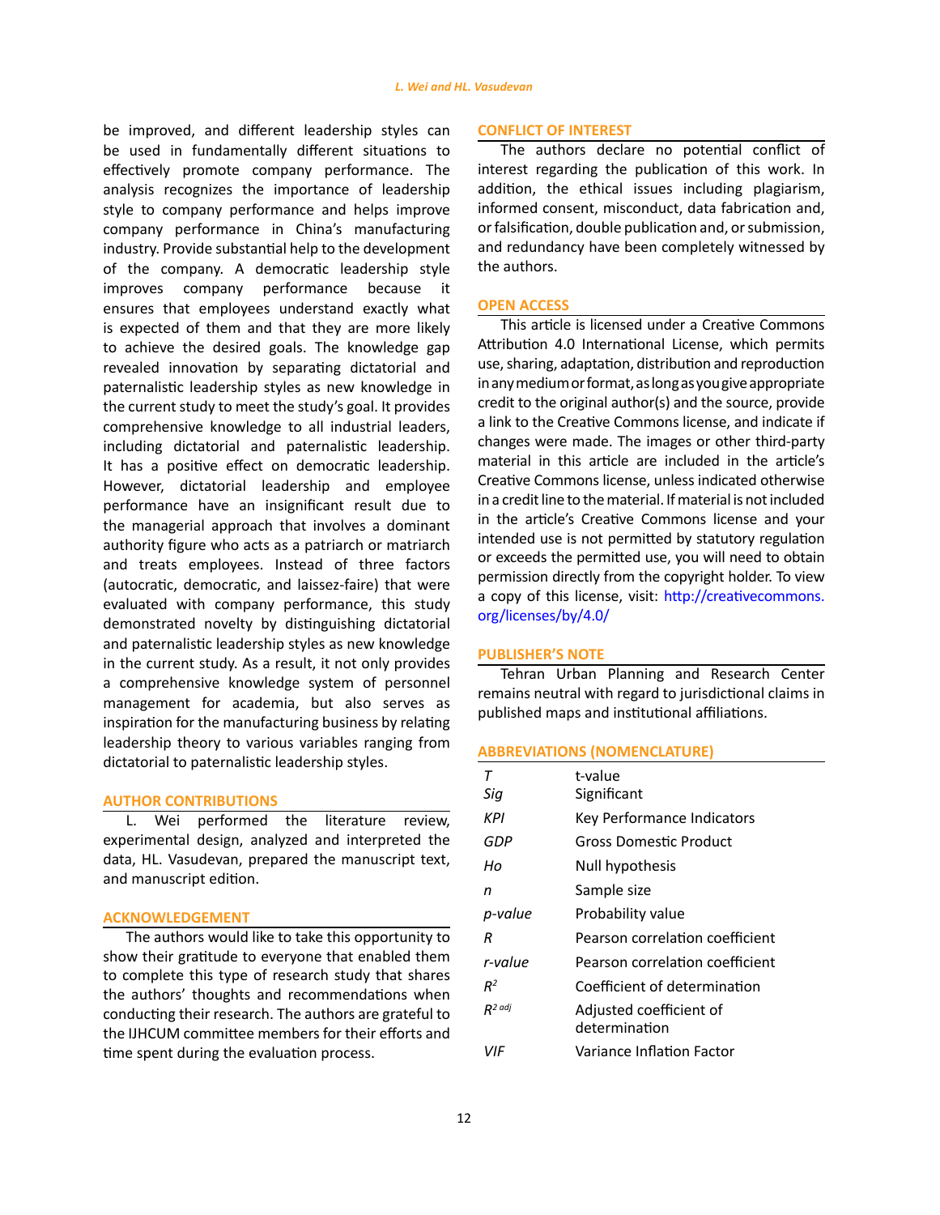be improved, and different leadership styles can be used in fundamentally different situations to effectively promote company performance. The analysis recognizes the importance of leadership style to company performance and helps improve company performance in China's manufacturing industry. Provide substantial help to the development of the company. A democratic leadership style improves company performance because it ensures that employees understand exactly what is expected of them and that they are more likely to achieve the desired goals. The knowledge gap revealed innovation by separating dictatorial and paternalistic leadership styles as new knowledge in the current study to meet the study's goal. It provides comprehensive knowledge to all industrial leaders, including dictatorial and paternalistic leadership. It has a positive effect on democratic leadership. However, dictatorial leadership and employee performance have an insignificant result due to the managerial approach that involves a dominant authority figure who acts as a patriarch or matriarch and treats employees. Instead of three factors (autocratic, democratic, and laissez-faire) that were evaluated with company performance, this study demonstrated novelty by distinguishing dictatorial and paternalistic leadership styles as new knowledge in the current study. As a result, it not only provides a comprehensive knowledge system of personnel management for academia, but also serves as inspiration for the manufacturing business by relating leadership theory to various variables ranging from dictatorial to paternalistic leadership styles.

## AUTHOR CONTRIBUTIONS

L. Wei performed the literature review, experimental design, analyzed and interpreted the data, HL. Vasudevan, prepared the manuscript text, and manuscript edition.

## ACKNOWLEDGEMENT

The authors would like to take this opportunity to show their gratitude to everyone that enabled them to complete this type of research study that shares the authors' thoughts and recommendations when conducting their research. The authors are grateful to the IJHCUM committee members for their efforts and time spent during the evaluation process.

## CONFLICT OF INTEREST

The authors declare no potential conflict of interest regarding the publication of this work. In addition, the ethical issues including plagiarism, informed consent, misconduct, data fabrication and, or falsification, double publication and, or submission, and redundancy have been completely witnessed by the authors.

## OPEN ACCESS

This article is licensed under a Creative Commons Attribution 4.0 International License, which permits use, sharing, adaptation, distribution and reproduction in any medium or format, as long as you give appropriate credit to the original author(s) and the source, provide a link to the Creative Commons license, and indicate if changes were made. The images or other third-party material in this article are included in the article's Creative Commons license, unless indicated otherwise in a credit line to the material. If material is not included in the article's Creative Commons license and your intended use is not permitted by statutory regulation or exceeds the permitted use, you will need to obtain permission directly from the copyright holder. To view a copy of this license, visit: http://creativecommons.org/licenses/by/4.0/

## PUBLISHER'S NOTE

Tehran Urban Planning and Research Center remains neutral with regard to jurisdictional claims in published maps and institutional affiliations.

## ABBREVIATIONS (NOMENCLATURE)

| | |
|---|---|
| *T* | t-value |
| *Sig* | Significant |
| *KPI* | Key Performance Indicators |
| *GDP* | Gross Domestic Product |
| *Ho* | Null hypothesis |
| *n* | Sample size |
| *p-value* | Probability value |
| *R* | Pearson correlation coefficient |
| *r-value* | Pearson correlation coefficient |
| $R^2$ | Coefficient of determination |
| $R^{2\ adj}$ | Adjusted coefficient of determination |
| *VIF* | Variance Inflation Factor |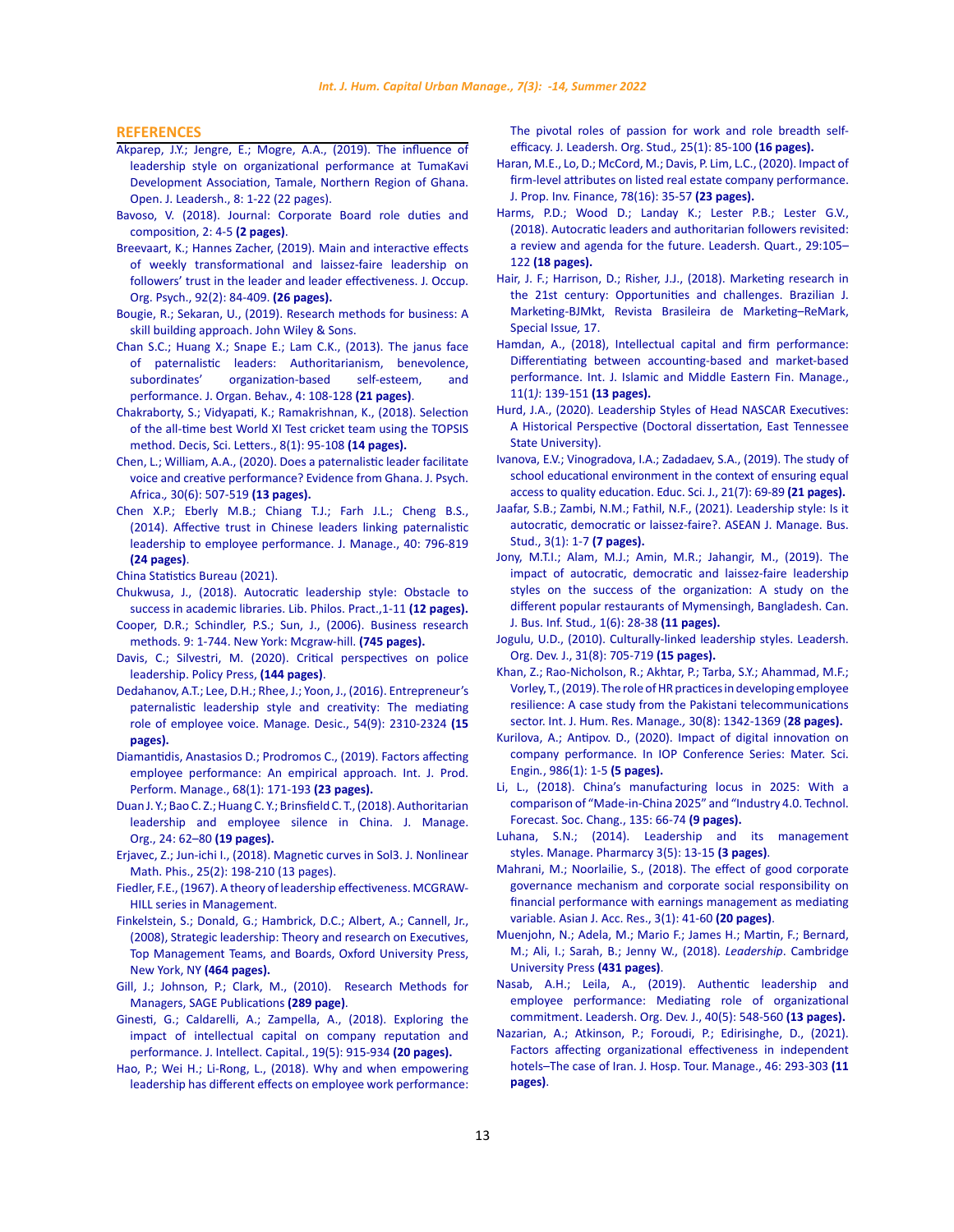## REFERENCES

Akparep, J.Y.; Jengre, E.; Mogre, A.A., (2019). The influence of leadership style on organizational performance at TumaKavi Development Association, Tamale, Northern Region of Ghana. Open. J. Leadersh., 8: 1-22 (22 pages).

Bavoso, V. (2018). Journal: Corporate Board role duties and composition, 2: 4-5 **(2 pages)**.

Breevaart, K.; Hannes Zacher, (2019). Main and interactive effects of weekly transformational and laissez-faire leadership on followers' trust in the leader and leader effectiveness. J. Occup. Org. Psych., 92(2): 84-409. **(26 pages).**

Bougie, R.; Sekaran, U., (2019). Research methods for business: A skill building approach. John Wiley & Sons.

Chan S.C.; Huang X.; Snape E.; Lam C.K., (2013). The janus face of paternalistic leaders: Authoritarianism, benevolence, subordinates' organization-based self-esteem, and performance. J. Organ. Behav., 4: 108-128 **(21 pages)**.

Chakraborty, S.; Vidyapati, K.; Ramakrishnan, K., (2018). Selection of the all-time best World XI Test cricket team using the TOPSIS method. Decis, Sci. Letters., 8(1): 95-108 **(14 pages).**

Chen, L.; William, A.A., (2020). Does a paternalistic leader facilitate voice and creative performance? Evidence from Ghana. J. Psych. Africa., 30(6): 507-519 **(13 pages).**

Chen X.P.; Eberly M.B.; Chiang T.J.; Farh J.L.; Cheng B.S., (2014). Affective trust in Chinese leaders linking paternalistic leadership to employee performance. J. Manage., 40: 796-819 **(24 pages)**.

China Statistics Bureau (2021).

Chukwusa, J., (2018). Autocratic leadership style: Obstacle to success in academic libraries. Lib. Philos. Pract.,1-11 **(12 pages).**

Cooper, D.R.; Schindler, P.S.; Sun, J., (2006). Business research methods. 9: 1-744. New York: Mcgraw-hill. **(745 pages).**

Davis, C.; Silvestri, M. (2020). Critical perspectives on police leadership. Policy Press, **(144 pages)**.

Dedahanov, A.T.; Lee, D.H.; Rhee, J.; Yoon, J., (2016). Entrepreneur's paternalistic leadership style and creativity: The mediating role of employee voice. Manage. Desic., 54(9): 2310-2324 **(15 pages).**

Diamantidis, Anastasios D.; Prodromos C., (2019). Factors affecting employee performance: An empirical approach. Int. J. Prod. Perform. Manage., 68(1): 171-193 **(23 pages).**

Duan J. Y.; Bao C. Z.; Huang C. Y.; Brinsfield C. T., (2018). Authoritarian leadership and employee silence in China. J. Manage. Org., 24: 62–80 **(19 pages).**

Erjavec, Z.; Jun-ichi I., (2018). Magnetic curves in Sol3. J. Nonlinear Math. Phis., 25(2): 198-210 (13 pages).

Fiedler, F.E., (1967). A theory of leadership effectiveness. MCGRAW-HILL series in Management.

Finkelstein, S.; Donald, G.; Hambrick, D.C.; Albert, A.; Cannell, Jr., (2008), Strategic leadership: Theory and research on Executives, Top Management Teams, and Boards, Oxford University Press, New York, NY **(464 pages).**

Gill, J.; Johnson, P.; Clark, M., (2010). Research Methods for Managers, SAGE Publications **(289 page)**.

Ginesti, G.; Caldarelli, A.; Zampella, A., (2018). Exploring the impact of intellectual capital on company reputation and performance. J. Intellect. Capital., 19(5): 915-934 **(20 pages).**

Hao, P.; Wei H.; Li-Rong, L., (2018). Why and when empowering leadership has different effects on employee work performance: The pivotal roles of passion for work and role breadth self-efficacy. J. Leadersh. Org. Stud., 25(1): 85-100 **(16 pages).**

Haran, M.E., Lo, D.; McCord, M.; Davis, P. Lim, L.C., (2020). Impact of firm-level attributes on listed real estate company performance. J. Prop. Inv. Finance, 78(16): 35-57 **(23 pages).**

Harms, P.D.; Wood D.; Landay K.; Lester P.B.; Lester G.V., (2018). Autocratic leaders and authoritarian followers revisited: a review and agenda for the future. Leadersh. Quart., 29:105–122 **(18 pages).**

Hair, J. F.; Harrison, D.; Risher, J.J., (2018). Marketing research in the 21st century: Opportunities and challenges. Brazilian J. Marketing-BJMkt, Revista Brasileira de Marketing–ReMark, Special Issue, 17.

Hamdan, A., (2018), Intellectual capital and firm performance: Differentiating between accounting-based and market-based performance. Int. J. Islamic and Middle Eastern Fin. Manage., 11(1): 139-151 **(13 pages).**

Hurd, J.A., (2020). Leadership Styles of Head NASCAR Executives: A Historical Perspective (Doctoral dissertation, East Tennessee State University).

Ivanova, E.V.; Vinogradova, I.A.; Zadadaev, S.A., (2019). The study of school educational environment in the context of ensuring equal access to quality education. Educ. Sci. J., 21(7): 69-89 **(21 pages).**

Jaafar, S.B.; Zambi, N.M.; Fathil, N.F., (2021). Leadership style: Is it autocratic, democratic or laissez-faire?. ASEAN J. Manage. Bus. Stud., 3(1): 1-7 **(7 pages).**

Jony, M.T.I.; Alam, M.J.; Amin, M.R.; Jahangir, M., (2019). The impact of autocratic, democratic and laissez-faire leadership styles on the success of the organization: A study on the different popular restaurants of Mymensingh, Bangladesh. Can. J. Bus. Inf. Stud., 1(6): 28-38 **(11 pages).**

Jogulu, U.D., (2010). Culturally-linked leadership styles. Leadersh. Org. Dev. J., 31(8): 705-719 **(15 pages).**

Khan, Z.; Rao-Nicholson, R.; Akhtar, P.; Tarba, S.Y.; Ahammad, M.F.; Vorley, T., (2019). The role of HR practices in developing employee resilience: A case study from the Pakistani telecommunications sector. Int. J. Hum. Res. Manage., 30(8): 1342-1369 **(28 pages).**

Kurilova, A.; Antipov. D., (2020). Impact of digital innovation on company performance. In IOP Conference Series: Mater. Sci. Engin., 986(1): 1-5 **(5 pages).**

Li, L., (2018). China's manufacturing locus in 2025: With a comparison of "Made-in-China 2025" and "Industry 4.0. Technol. Forecast. Soc. Chang., 135: 66-74 **(9 pages).**

Luhana, S.N.; (2014). Leadership and its management styles. Manage. Pharmacy 3(5): 13-15 **(3 pages)**.

Mahrani, M.; Noorlailie, S., (2018). The effect of good corporate governance mechanism and corporate social responsibility on financial performance with earnings management as mediating variable. Asian J. Acc. Res., 3(1): 41-60 **(20 pages)**.

Muenjohn, N.; Adela, M.; Mario F.; James H.; Martin, F.; Bernard, M.; Ali, I.; Sarah, B.; Jenny W., (2018). *Leadership*. Cambridge University Press **(431 pages)**.

Nasab, A.H.; Leila, A., (2019). Authentic leadership and employee performance: Mediating role of organizational commitment. Leadersh. Org. Dev. J., 40(5): 548-560 **(13 pages).**

Nazarian, A.; Atkinson, P.; Foroudi, P.; Edirisinghe, D., (2021). Factors affecting organizational effectiveness in independent hotels–The case of Iran. J. Hosp. Tour. Manage., 46: 293-303 **(11 pages)**.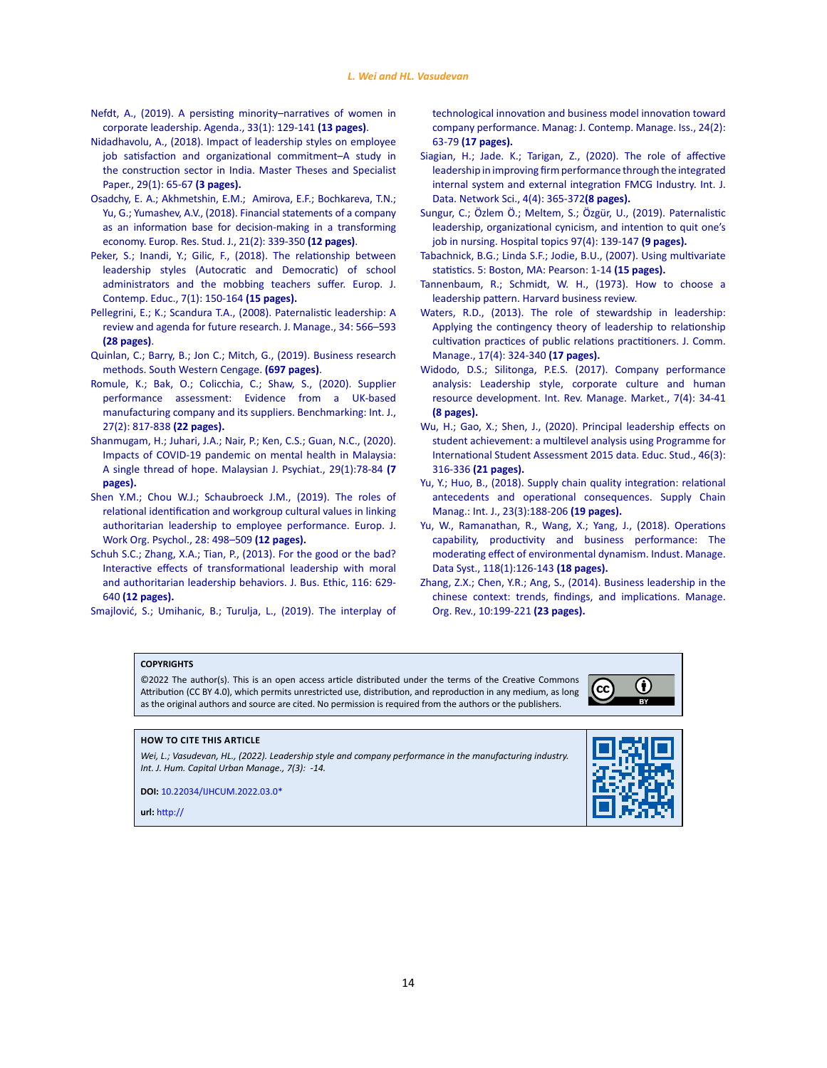Nefdt, A., (2019). A persisting minority–narratives of women in corporate leadership. Agenda., 33(1): 129-141 **(13 pages)**.

Nidadhavolu, A., (2018). Impact of leadership styles on employee job satisfaction and organizational commitment–A study in the construction sector in India. Master Theses and Specialist Paper., 29(1): 65-67 **(3 pages).**

Osadchy, E. A.; Akhmetshin, E.M.; Amirova, E.F.; Bochkareva, T.N.; Yu, G.; Yumashev, A.V., (2018). Financial statements of a company as an information base for decision-making in a transforming economy. Europ. Res. Stud. J., 21(2): 339-350 **(12 pages)**.

Peker, S.; Inandi, Y.; Gilic, F., (2018). The relationship between leadership styles (Autocratic and Democratic) of school administrators and the mobbing teachers suffer. Europ. J. Contemp. Educ., 7(1): 150-164 **(15 pages).**

Pellegrini, E.; K.; Scandura T.A., (2008). Paternalistic leadership: A review and agenda for future research. J. Manage., 34: 566–593 **(28 pages)**.

Quinlan, C.; Barry, B.; Jon C.; Mitch, G., (2019). Business research methods. South Western Cengage. **(697 pages)**.

Romule, K.; Bak, O.; Colicchia, C.; Shaw, S., (2020). Supplier performance assessment: Evidence from a UK-based manufacturing company and its suppliers. Benchmarking: Int. J., 27(2): 817-838 **(22 pages).**

Shanmugam, H.; Juhari, J.A.; Nair, P.; Ken, C.S.; Guan, N.C., (2020). Impacts of COVID-19 pandemic on mental health in Malaysia: A single thread of hope. Malaysian J. Psychiat., 29(1):78-84 **(7 pages).**

Shen Y.M.; Chou W.J.; Schaubroeck J.M., (2019). The roles of relational identification and workgroup cultural values in linking authoritarian leadership to employee performance. Europ. J. Work Org. Psychol., 28: 498–509 **(12 pages).**

Schuh S.C.; Zhang, X.A.; Tian, P., (2013). For the good or the bad? Interactive effects of transformational leadership with moral and authoritarian leadership behaviors. J. Bus. Ethic, 116: 629-640 **(12 pages).**

Smajlović, S.; Umihanic, B.; Turulja, L., (2019). The interplay of technological innovation and business model innovation toward company performance. Manag: J. Contemp. Manage. Iss., 24(2): 63-79 **(17 pages).**

Siagian, H.; Jade. K.; Tarigan, Z., (2020). The role of affective leadership in improving firm performance through the integrated internal system and external integration FMCG Industry. Int. J. Data. Network Sci., 4(4): 365-372**(8 pages).**

Sungur, C.; Özlem Ö.; Meltem, S.; Özgür, U., (2019). Paternalistic leadership, organizational cynicism, and intention to quit one's job in nursing. Hospital topics 97(4): 139-147 **(9 pages).**

Tabachnick, B.G.; Linda S.F.; Jodie, B.U., (2007). Using multivariate statistics. 5: Boston, MA: Pearson: 1-14 **(15 pages).**

Tannenbaum, R.; Schmidt, W. H., (1973). How to choose a leadership pattern. Harvard business review.

Waters, R.D., (2013). The role of stewardship in leadership: Applying the contingency theory of leadership to relationship cultivation practices of public relations practitioners. J. Comm. Manage., 17(4): 324-340 **(17 pages).**

Widodo, D.S.; Silitonga, P.E.S. (2017). Company performance analysis: Leadership style, corporate culture and human resource development. Int. Rev. Manage. Market., 7(4): 34-41 **(8 pages).**

Wu, H.; Gao, X.; Shen, J., (2020). Principal leadership effects on student achievement: a multilevel analysis using Programme for International Student Assessment 2015 data. Educ. Stud., 46(3): 316-336 **(21 pages).**

Yu, Y.; Huo, B., (2018). Supply chain quality integration: relational antecedents and operational consequences. Supply Chain Manag.: Int. J., 23(3):188-206 **(19 pages).**

Yu, W., Ramanathan, R., Wang, X.; Yang, J., (2018). Operations capability, productivity and business performance: The moderating effect of environmental dynamism. Indust. Manage. Data Syst., 118(1):126-143 **(18 pages).**

Zhang, Z.X.; Chen, Y.R.; Ang, S., (2014). Business leadership in the chinese context: trends, findings, and implications. Manage. Org. Rev., 10:199-221 **(23 pages).**

**COPYRIGHTS**

©2022 The author(s). This is an open access article distributed under the terms of the Creative Commons Attribution (CC BY 4.0), which permits unrestricted use, distribution, and reproduction in any medium, as long as the original authors and source are cited. No permission is required from the authors or the publishers.

**HOW TO CITE THIS ARTICLE**

*Wei, L.; Vasudevan, HL., (2022). Leadership style and company performance in the manufacturing industry. Int. J. Hum. Capital Urban Manage., 7(3): -14.*

**DOI:** 10.22034/IJHCUM.2022.03.0*

**url:** http://